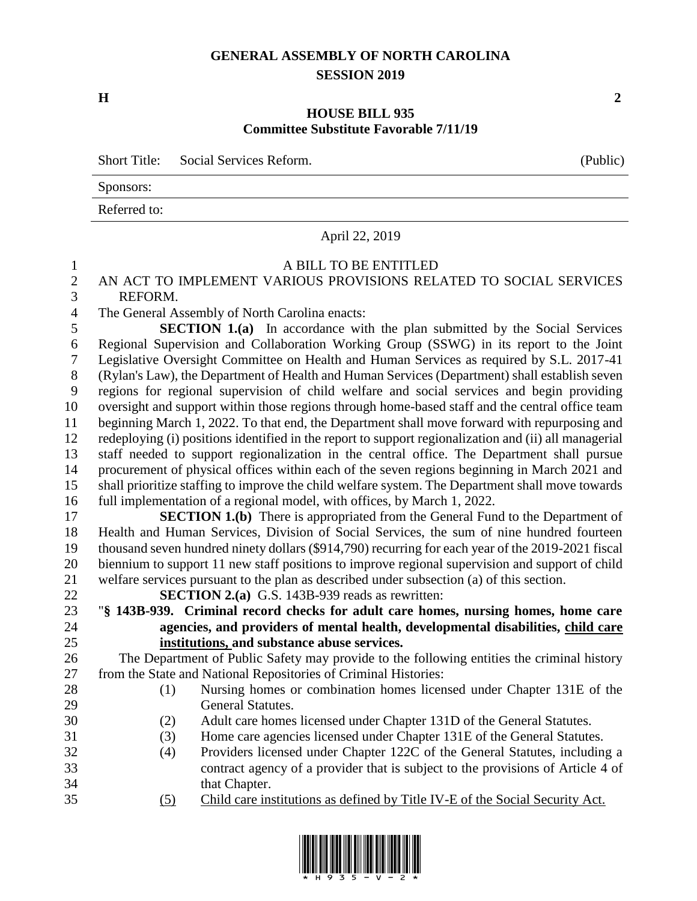# GENERAL ASSEMBLY OF NORTH CAROLINA
## SESSION 2019

**H** **2**

**HOUSE BILL 935**
**Committee Substitute Favorable 7/11/19**

Short Title: Social Services Reform. (Public)

Sponsors:

Referred to:

April 22, 2019

A BILL TO BE ENTITLED

AN ACT TO IMPLEMENT VARIOUS PROVISIONS RELATED TO SOCIAL SERVICES REFORM.

The General Assembly of North Carolina enacts:

**SECTION 1.(a)** In accordance with the plan submitted by the Social Services Regional Supervision and Collaboration Working Group (SSWG) in its report to the Joint Legislative Oversight Committee on Health and Human Services as required by S.L. 2017-41 (Rylan's Law), the Department of Health and Human Services (Department) shall establish seven regions for regional supervision of child welfare and social services and begin providing oversight and support within those regions through home-based staff and the central office team beginning March 1, 2022. To that end, the Department shall move forward with repurposing and redeploying (i) positions identified in the report to support regionalization and (ii) all managerial staff needed to support regionalization in the central office. The Department shall pursue procurement of physical offices within each of the seven regions beginning in March 2021 and shall prioritize staffing to improve the child welfare system. The Department shall move towards full implementation of a regional model, with offices, by March 1, 2022.

**SECTION 1.(b)** There is appropriated from the General Fund to the Department of Health and Human Services, Division of Social Services, the sum of nine hundred fourteen thousand seven hundred ninety dollars ($914,790) recurring for each year of the 2019-2021 fiscal biennium to support 11 new staff positions to improve regional supervision and support of child welfare services pursuant to the plan as described under subsection (a) of this section.

**SECTION 2.(a)** G.S. 143B-939 reads as rewritten:

"**§ 143B-939. Criminal record checks for adult care homes, nursing homes, home care agencies, and providers of mental health, developmental disabilities, <u>child care institutions,</u> and substance abuse services.**

The Department of Public Safety may provide to the following entities the criminal history from the State and National Repositories of Criminal Histories:

(1) Nursing homes or combination homes licensed under Chapter 131E of the General Statutes.

(2) Adult care homes licensed under Chapter 131D of the General Statutes.

(3) Home care agencies licensed under Chapter 131E of the General Statutes.

(4) Providers licensed under Chapter 122C of the General Statutes, including a contract agency of a provider that is subject to the provisions of Article 4 of that Chapter.

<u>(5) Child care institutions as defined by Title IV-E of the Social Security Act.</u>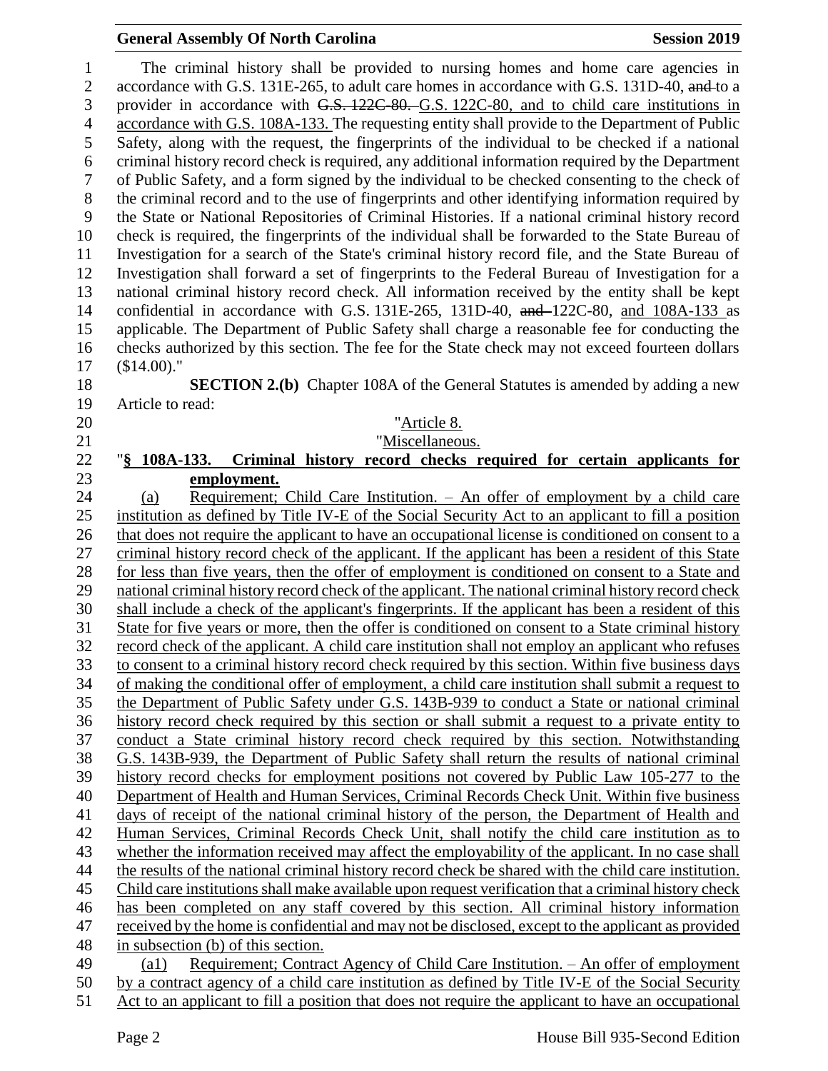The criminal history shall be provided to nursing homes and home care agencies in accordance with G.S. 131E-265, to adult care homes in accordance with G.S. 131D-40, ~~and~~ to a provider in accordance with ~~G.S. 122C-80.~~ G.S. 122C-80, and to child care institutions in accordance with G.S. 108A-133. The requesting entity shall provide to the Department of Public Safety, along with the request, the fingerprints of the individual to be checked if a national criminal history record check is required, any additional information required by the Department of Public Safety, and a form signed by the individual to be checked consenting to the check of the criminal record and to the use of fingerprints and other identifying information required by the State or National Repositories of Criminal Histories. If a national criminal history record check is required, the fingerprints of the individual shall be forwarded to the State Bureau of Investigation for a search of the State's criminal history record file, and the State Bureau of Investigation shall forward a set of fingerprints to the Federal Bureau of Investigation for a national criminal history record check. All information received by the entity shall be kept confidential in accordance with G.S. 131E-265, 131D-40, ~~and~~ 122C-80, and 108A-133 as applicable. The Department of Public Safety shall charge a reasonable fee for conducting the checks authorized by this section. The fee for the State check may not exceed fourteen dollars ($14.00)."

**SECTION 2.(b)** Chapter 108A of the General Statutes is amended by adding a new Article to read:

"Article 8.

"Miscellaneous.

"**§ 108A-133. Criminal history record checks required for certain applicants for employment.**

(a) Requirement; Child Care Institution. – An offer of employment by a child care institution as defined by Title IV-E of the Social Security Act to an applicant to fill a position that does not require the applicant to have an occupational license is conditioned on consent to a criminal history record check of the applicant. If the applicant has been a resident of this State for less than five years, then the offer of employment is conditioned on consent to a State and national criminal history record check of the applicant. The national criminal history record check shall include a check of the applicant's fingerprints. If the applicant has been a resident of this State for five years or more, then the offer is conditioned on consent to a State criminal history record check of the applicant. A child care institution shall not employ an applicant who refuses to consent to a criminal history record check required by this section. Within five business days of making the conditional offer of employment, a child care institution shall submit a request to the Department of Public Safety under G.S. 143B-939 to conduct a State or national criminal history record check required by this section or shall submit a request to a private entity to conduct a State criminal history record check required by this section. Notwithstanding G.S. 143B-939, the Department of Public Safety shall return the results of national criminal history record checks for employment positions not covered by Public Law 105-277 to the Department of Health and Human Services, Criminal Records Check Unit. Within five business days of receipt of the national criminal history of the person, the Department of Health and Human Services, Criminal Records Check Unit, shall notify the child care institution as to whether the information received may affect the employability of the applicant. In no case shall the results of the national criminal history record check be shared with the child care institution. Child care institutions shall make available upon request verification that a criminal history check has been completed on any staff covered by this section. All criminal history information received by the home is confidential and may not be disclosed, except to the applicant as provided in subsection (b) of this section.

(a1) Requirement; Contract Agency of Child Care Institution. – An offer of employment by a contract agency of a child care institution as defined by Title IV-E of the Social Security Act to an applicant to fill a position that does not require the applicant to have an occupational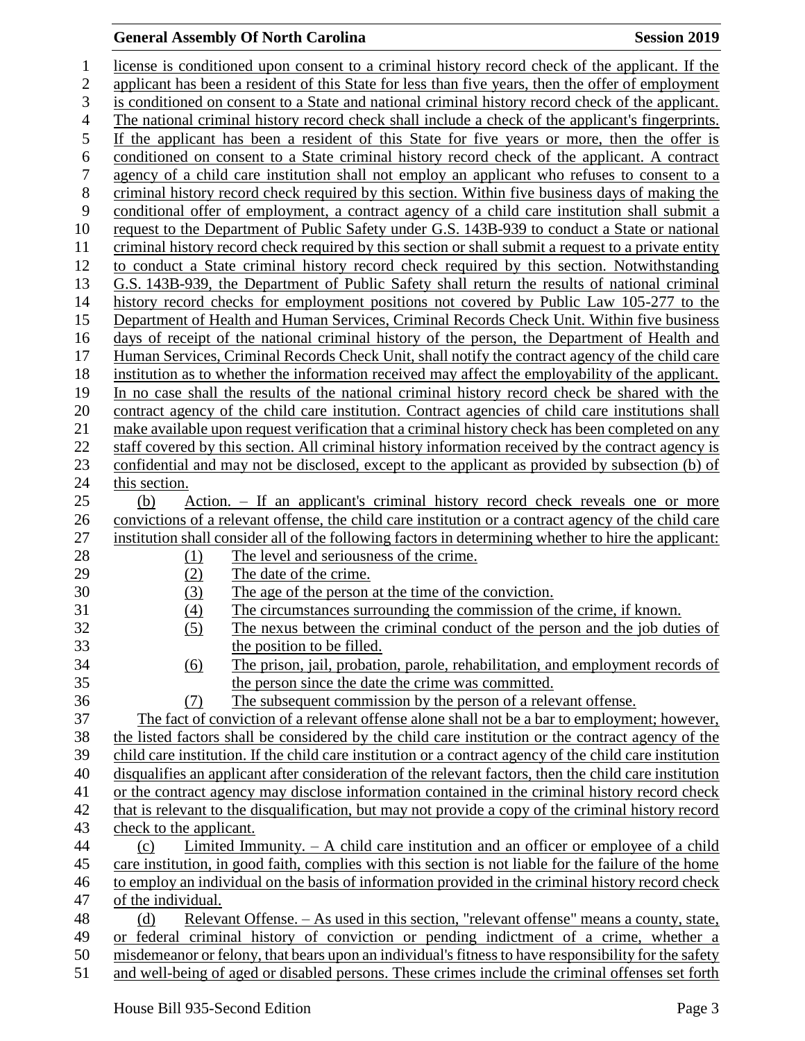license is conditioned upon consent to a criminal history record check of the applicant. If the applicant has been a resident of this State for less than five years, then the offer of employment is conditioned on consent to a State and national criminal history record check of the applicant. The national criminal history record check shall include a check of the applicant's fingerprints. If the applicant has been a resident of this State for five years or more, then the offer is conditioned on consent to a State criminal history record check of the applicant. A contract agency of a child care institution shall not employ an applicant who refuses to consent to a criminal history record check required by this section. Within five business days of making the conditional offer of employment, a contract agency of a child care institution shall submit a request to the Department of Public Safety under G.S. 143B-939 to conduct a State or national criminal history record check required by this section or shall submit a request to a private entity to conduct a State criminal history record check required by this section. Notwithstanding G.S. 143B-939, the Department of Public Safety shall return the results of national criminal history record checks for employment positions not covered by Public Law 105-277 to the Department of Health and Human Services, Criminal Records Check Unit. Within five business days of receipt of the national criminal history of the person, the Department of Health and Human Services, Criminal Records Check Unit, shall notify the contract agency of the child care institution as to whether the information received may affect the employability of the applicant. In no case shall the results of the national criminal history record check be shared with the contract agency of the child care institution. Contract agencies of child care institutions shall make available upon request verification that a criminal history check has been completed on any staff covered by this section. All criminal history information received by the contract agency is confidential and may not be disclosed, except to the applicant as provided by subsection (b) of this section.

(b) Action. – If an applicant's criminal history record check reveals one or more convictions of a relevant offense, the child care institution or a contract agency of the child care institution shall consider all of the following factors in determining whether to hire the applicant:

(1) The level and seriousness of the crime.
(2) The date of the crime.
(3) The age of the person at the time of the conviction.
(4) The circumstances surrounding the commission of the crime, if known.
(5) The nexus between the criminal conduct of the person and the job duties of the position to be filled.
(6) The prison, jail, probation, parole, rehabilitation, and employment records of the person since the date the crime was committed.
(7) The subsequent commission by the person of a relevant offense.

The fact of conviction of a relevant offense alone shall not be a bar to employment; however, the listed factors shall be considered by the child care institution or the contract agency of the child care institution. If the child care institution or a contract agency of the child care institution disqualifies an applicant after consideration of the relevant factors, then the child care institution or the contract agency may disclose information contained in the criminal history record check that is relevant to the disqualification, but may not provide a copy of the criminal history record check to the applicant.

(c) Limited Immunity. – A child care institution and an officer or employee of a child care institution, in good faith, complies with this section is not liable for the failure of the home to employ an individual on the basis of information provided in the criminal history record check of the individual.

(d) Relevant Offense. – As used in this section, "relevant offense" means a county, state, or federal criminal history of conviction or pending indictment of a crime, whether a misdemeanor or felony, that bears upon an individual's fitness to have responsibility for the safety and well-being of aged or disabled persons. These crimes include the criminal offenses set forth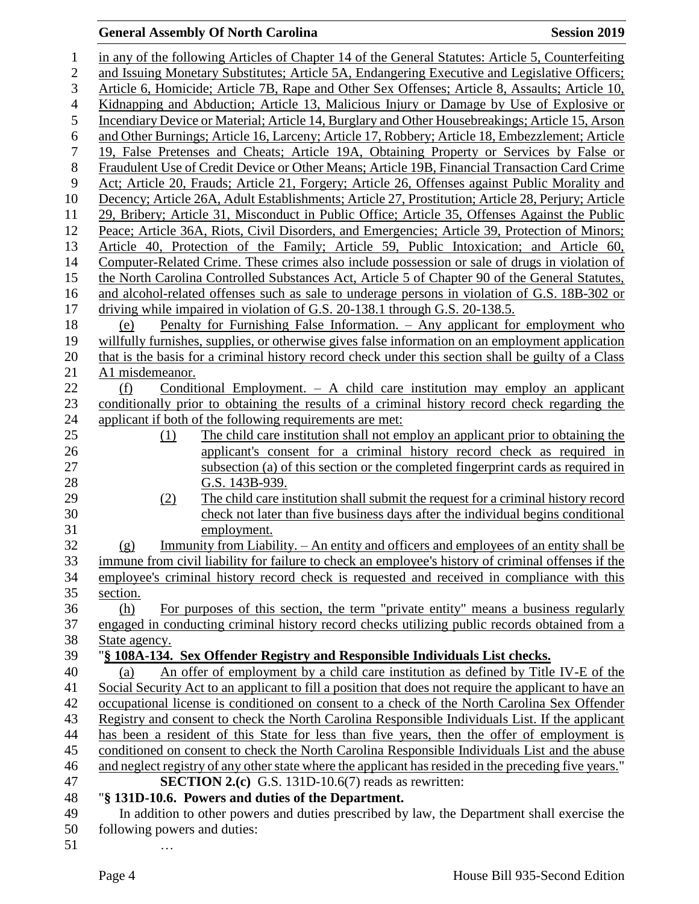in any of the following Articles of Chapter 14 of the General Statutes: Article 5, Counterfeiting and Issuing Monetary Substitutes; Article 5A, Endangering Executive and Legislative Officers; Article 6, Homicide; Article 7B, Rape and Other Sex Offenses; Article 8, Assaults; Article 10, Kidnapping and Abduction; Article 13, Malicious Injury or Damage by Use of Explosive or Incendiary Device or Material; Article 14, Burglary and Other Housebreakings; Article 15, Arson and Other Burnings; Article 16, Larceny; Article 17, Robbery; Article 18, Embezzlement; Article 19, False Pretenses and Cheats; Article 19A, Obtaining Property or Services by False or Fraudulent Use of Credit Device or Other Means; Article 19B, Financial Transaction Card Crime Act; Article 20, Frauds; Article 21, Forgery; Article 26, Offenses against Public Morality and Decency; Article 26A, Adult Establishments; Article 27, Prostitution; Article 28, Perjury; Article 29, Bribery; Article 31, Misconduct in Public Office; Article 35, Offenses Against the Public Peace; Article 36A, Riots, Civil Disorders, and Emergencies; Article 39, Protection of Minors; Article 40, Protection of the Family; Article 59, Public Intoxication; and Article 60, Computer-Related Crime. These crimes also include possession or sale of drugs in violation of the North Carolina Controlled Substances Act, Article 5 of Chapter 90 of the General Statutes, and alcohol-related offenses such as sale to underage persons in violation of G.S. 18B-302 or driving while impaired in violation of G.S. 20-138.1 through G.S. 20-138.5.

(e) Penalty for Furnishing False Information. – Any applicant for employment who willfully furnishes, supplies, or otherwise gives false information on an employment application that is the basis for a criminal history record check under this section shall be guilty of a Class A1 misdemeanor.

(f) Conditional Employment. – A child care institution may employ an applicant conditionally prior to obtaining the results of a criminal history record check regarding the applicant if both of the following requirements are met:

(1) The child care institution shall not employ an applicant prior to obtaining the applicant's consent for a criminal history record check as required in subsection (a) of this section or the completed fingerprint cards as required in G.S. 143B-939.

(2) The child care institution shall submit the request for a criminal history record check not later than five business days after the individual begins conditional employment.

(g) Immunity from Liability. – An entity and officers and employees of an entity shall be immune from civil liability for failure to check an employee's history of criminal offenses if the employee's criminal history record check is requested and received in compliance with this section.

(h) For purposes of this section, the term "private entity" means a business regularly engaged in conducting criminal history record checks utilizing public records obtained from a State agency.

"**§ 108A-134. Sex Offender Registry and Responsible Individuals List checks.**

(a) An offer of employment by a child care institution as defined by Title IV-E of the Social Security Act to an applicant to fill a position that does not require the applicant to have an occupational license is conditioned on consent to a check of the North Carolina Sex Offender Registry and consent to check the North Carolina Responsible Individuals List. If the applicant has been a resident of this State for less than five years, then the offer of employment is conditioned on consent to check the North Carolina Responsible Individuals List and the abuse and neglect registry of any other state where the applicant has resided in the preceding five years."

**SECTION 2.(c)** G.S. 131D-10.6(7) reads as rewritten:

"**§ 131D-10.6. Powers and duties of the Department.**

In addition to other powers and duties prescribed by law, the Department shall exercise the following powers and duties:

…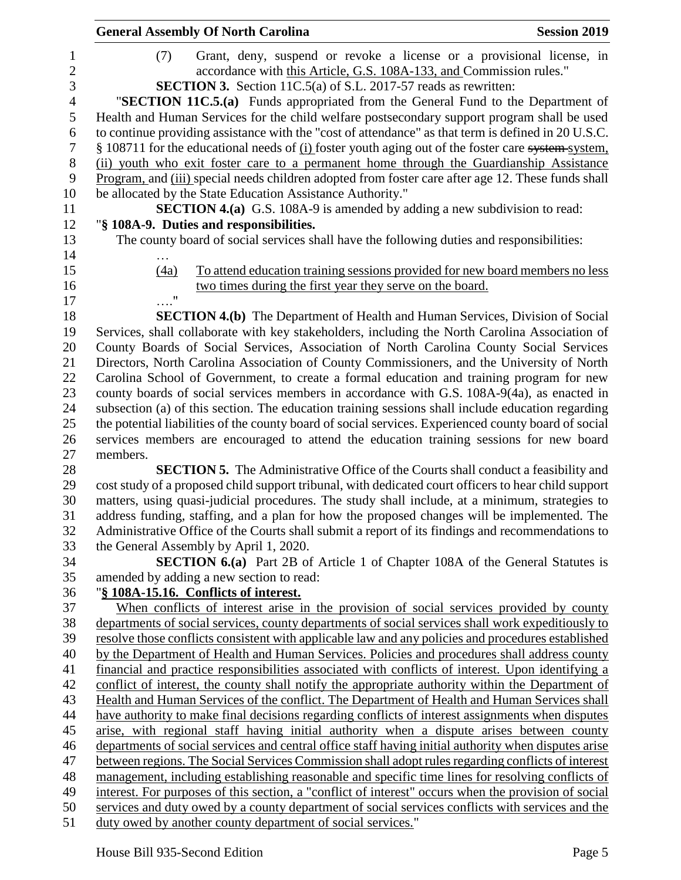(7) Grant, deny, suspend or revoke a license or a provisional license, in accordance with <u>this Article, G.S. 108A-133, and</u> Commission rules."

**SECTION 3.** Section 11C.5(a) of S.L. 2017-57 reads as rewritten:

"**SECTION 11C.5.(a)** Funds appropriated from the General Fund to the Department of Health and Human Services for the child welfare postsecondary support program shall be used to continue providing assistance with the "cost of attendance" as that term is defined in 20 U.S.C. § 108711 for the educational needs of <u>(i)</u> foster youth aging out of the foster care ~~system~~ <u>system, (ii) youth who exit foster care to a permanent home through the Guardianship Assistance Program,</u> and <u>(iii)</u> special needs children adopted from foster care after age 12. These funds shall be allocated by the State Education Assistance Authority."

**SECTION 4.(a)** G.S. 108A-9 is amended by adding a new subdivision to read:

"**§ 108A-9. Duties and responsibilities.**

The county board of social services shall have the following duties and responsibilities:

…

<u>(4a) To attend education training sessions provided for new board members no less two times during the first year they serve on the board.</u>

…."

**SECTION 4.(b)** The Department of Health and Human Services, Division of Social Services, shall collaborate with key stakeholders, including the North Carolina Association of County Boards of Social Services, Association of North Carolina County Social Services Directors, North Carolina Association of County Commissioners, and the University of North Carolina School of Government, to create a formal education and training program for new county boards of social services members in accordance with G.S. 108A-9(4a), as enacted in subsection (a) of this section. The education training sessions shall include education regarding the potential liabilities of the county board of social services. Experienced county board of social services members are encouraged to attend the education training sessions for new board members.

**SECTION 5.** The Administrative Office of the Courts shall conduct a feasibility and cost study of a proposed child support tribunal, with dedicated court officers to hear child support matters, using quasi-judicial procedures. The study shall include, at a minimum, strategies to address funding, staffing, and a plan for how the proposed changes will be implemented. The Administrative Office of the Courts shall submit a report of its findings and recommendations to the General Assembly by April 1, 2020.

**SECTION 6.(a)** Part 2B of Article 1 of Chapter 108A of the General Statutes is amended by adding a new section to read:

"**<u>§ 108A-15.16. Conflicts of interest.</u>**

<u>When conflicts of interest arise in the provision of social services provided by county departments of social services, county departments of social services shall work expeditiously to resolve those conflicts consistent with applicable law and any policies and procedures established by the Department of Health and Human Services. Policies and procedures shall address county financial and practice responsibilities associated with conflicts of interest. Upon identifying a conflict of interest, the county shall notify the appropriate authority within the Department of Health and Human Services of the conflict. The Department of Health and Human Services shall have authority to make final decisions regarding conflicts of interest assignments when disputes arise, with regional staff having initial authority when a dispute arises between county departments of social services and central office staff having initial authority when disputes arise between regions. The Social Services Commission shall adopt rules regarding conflicts of interest management, including establishing reasonable and specific time lines for resolving conflicts of interest. For purposes of this section, a "conflict of interest" occurs when the provision of social services and duty owed by a county department of social services conflicts with services and the duty owed by another county department of social services.</u>"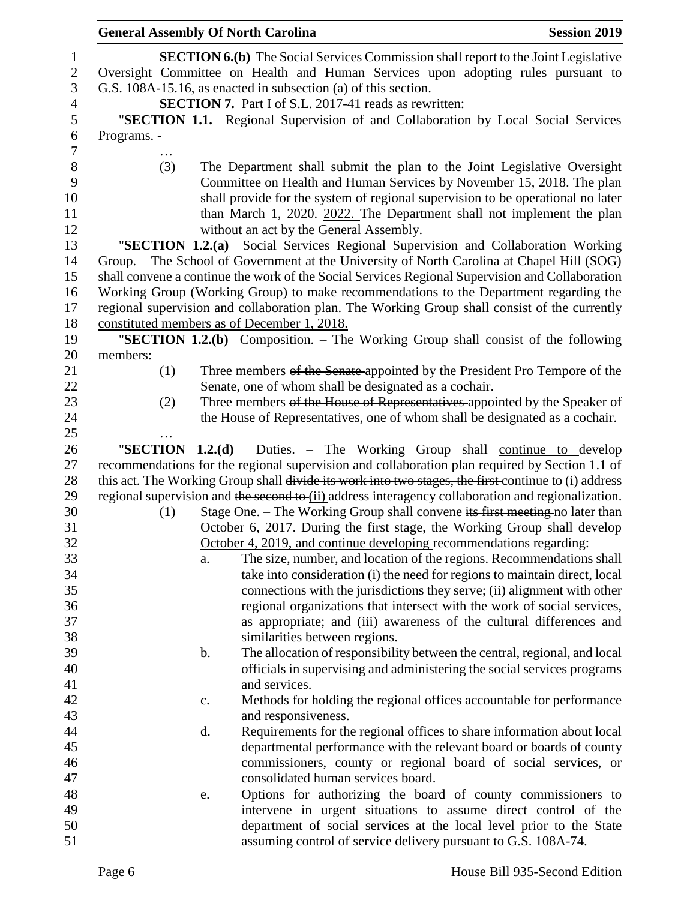**SECTION 6.(b)** The Social Services Commission shall report to the Joint Legislative Oversight Committee on Health and Human Services upon adopting rules pursuant to G.S. 108A-15.16, as enacted in subsection (a) of this section.

**SECTION 7.** Part I of S.L. 2017-41 reads as rewritten:

"**SECTION 1.1.** Regional Supervision of and Collaboration by Local Social Services Programs. -

…

(3) The Department shall submit the plan to the Joint Legislative Oversight Committee on Health and Human Services by November 15, 2018. The plan shall provide for the system of regional supervision to be operational no later than March 1, ~~2020.~~ 2022. The Department shall not implement the plan without an act by the General Assembly.

"**SECTION 1.2.(a)** Social Services Regional Supervision and Collaboration Working Group. – The School of Government at the University of North Carolina at Chapel Hill (SOG) shall ~~convene a~~ continue the work of the Social Services Regional Supervision and Collaboration Working Group (Working Group) to make recommendations to the Department regarding the regional supervision and collaboration plan. The Working Group shall consist of the currently constituted members as of December 1, 2018.

"**SECTION 1.2.(b)** Composition. – The Working Group shall consist of the following members:

(1) Three members ~~of the Senate~~ appointed by the President Pro Tempore of the Senate, one of whom shall be designated as a cochair.

(2) Three members ~~of the House of Representatives~~ appointed by the Speaker of the House of Representatives, one of whom shall be designated as a cochair.

…

"**SECTION 1.2.(d)** Duties. – The Working Group shall continue to develop recommendations for the regional supervision and collaboration plan required by Section 1.1 of this act. The Working Group shall ~~divide its work into two stages, the first~~ continue to (i) address regional supervision and ~~the second to~~ (ii) address interagency collaboration and regionalization.

(1) Stage One. – The Working Group shall convene ~~its first meeting~~ no later than ~~October 6, 2017. During the first stage, the Working Group shall develop~~ October 4, 2019, and continue developing recommendations regarding:

a. The size, number, and location of the regions. Recommendations shall take into consideration (i) the need for regions to maintain direct, local connections with the jurisdictions they serve; (ii) alignment with other regional organizations that intersect with the work of social services, as appropriate; and (iii) awareness of the cultural differences and similarities between regions.

b. The allocation of responsibility between the central, regional, and local officials in supervising and administering the social services programs and services.

c. Methods for holding the regional offices accountable for performance and responsiveness.

d. Requirements for the regional offices to share information about local departmental performance with the relevant board or boards of county commissioners, county or regional board of social services, or consolidated human services board.

e. Options for authorizing the board of county commissioners to intervene in urgent situations to assume direct control of the department of social services at the local level prior to the State assuming control of service delivery pursuant to G.S. 108A-74.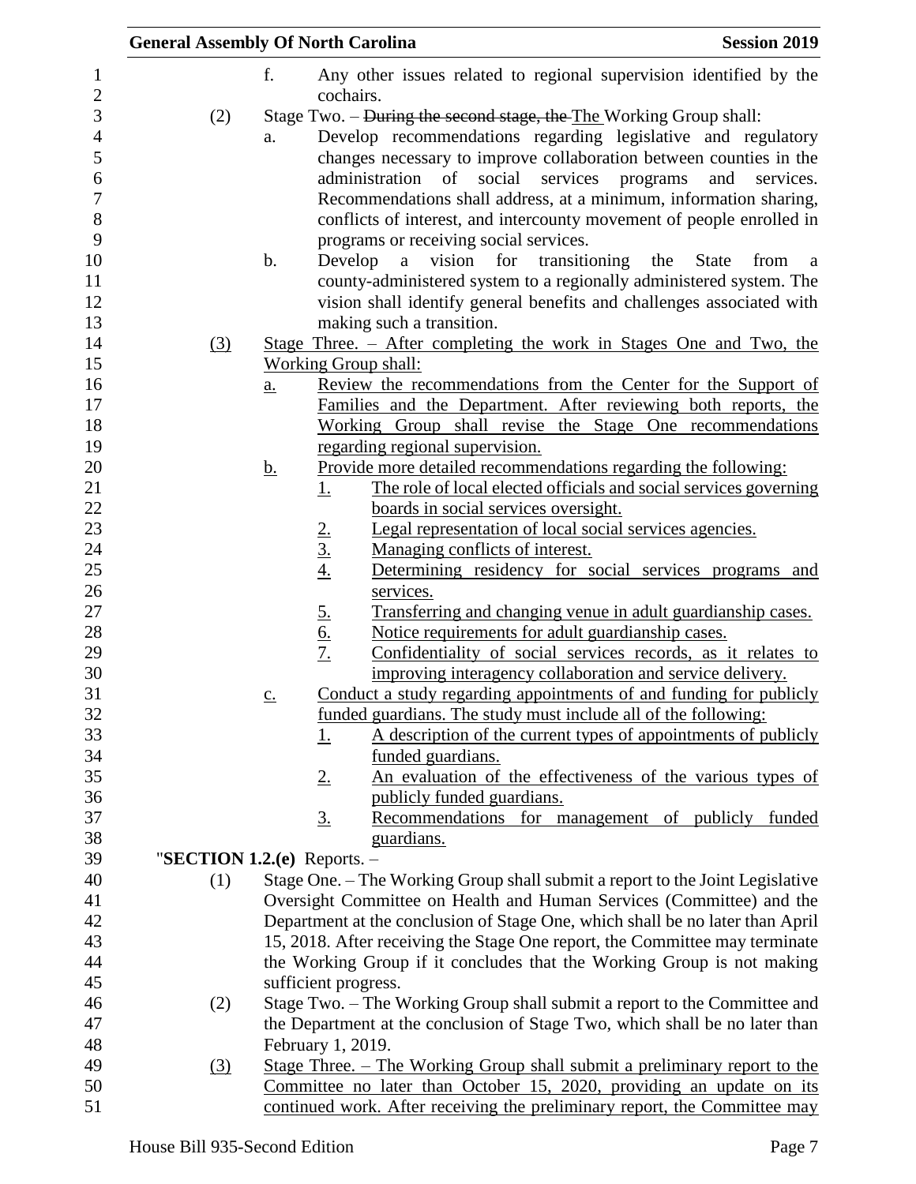f. Any other issues related to regional supervision identified by the cochairs.

(2) Stage Two. – ~~During the second stage, the~~ The Working Group shall:

a. Develop recommendations regarding legislative and regulatory changes necessary to improve collaboration between counties in the administration of social services programs and services. Recommendations shall address, at a minimum, information sharing, conflicts of interest, and intercounty movement of people enrolled in programs or receiving social services.

b. Develop a vision for transitioning the State from a county-administered system to a regionally administered system. The vision shall identify general benefits and challenges associated with making such a transition.

<u>(3) Stage Three. – After completing the work in Stages One and Two, the Working Group shall:</u>

<u>a. Review the recommendations from the Center for the Support of Families and the Department. After reviewing both reports, the Working Group shall revise the Stage One recommendations regarding regional supervision.</u>

<u>b. Provide more detailed recommendations regarding the following:</u>

<u>1. The role of local elected officials and social services governing boards in social services oversight.</u>

<u>2. Legal representation of local social services agencies.</u>

<u>3. Managing conflicts of interest.</u>

<u>4. Determining residency for social services programs and services.</u>

<u>5. Transferring and changing venue in adult guardianship cases.</u>

<u>6. Notice requirements for adult guardianship cases.</u>

<u>7. Confidentiality of social services records, as it relates to improving interagency collaboration and service delivery.</u>

<u>c. Conduct a study regarding appointments of and funding for publicly funded guardians. The study must include all of the following:</u>

<u>1. A description of the current types of appointments of publicly funded guardians.</u>

<u>2. An evaluation of the effectiveness of the various types of publicly funded guardians.</u>

<u>3. Recommendations for management of publicly funded guardians.</u>

"**SECTION 1.2.(e)** Reports. –

(1) Stage One. – The Working Group shall submit a report to the Joint Legislative Oversight Committee on Health and Human Services (Committee) and the Department at the conclusion of Stage One, which shall be no later than April 15, 2018. After receiving the Stage One report, the Committee may terminate the Working Group if it concludes that the Working Group is not making sufficient progress.

(2) Stage Two. – The Working Group shall submit a report to the Committee and the Department at the conclusion of Stage Two, which shall be no later than February 1, 2019.

<u>(3) Stage Three. – The Working Group shall submit a preliminary report to the Committee no later than October 15, 2020, providing an update on its continued work. After receiving the preliminary report, the Committee may</u>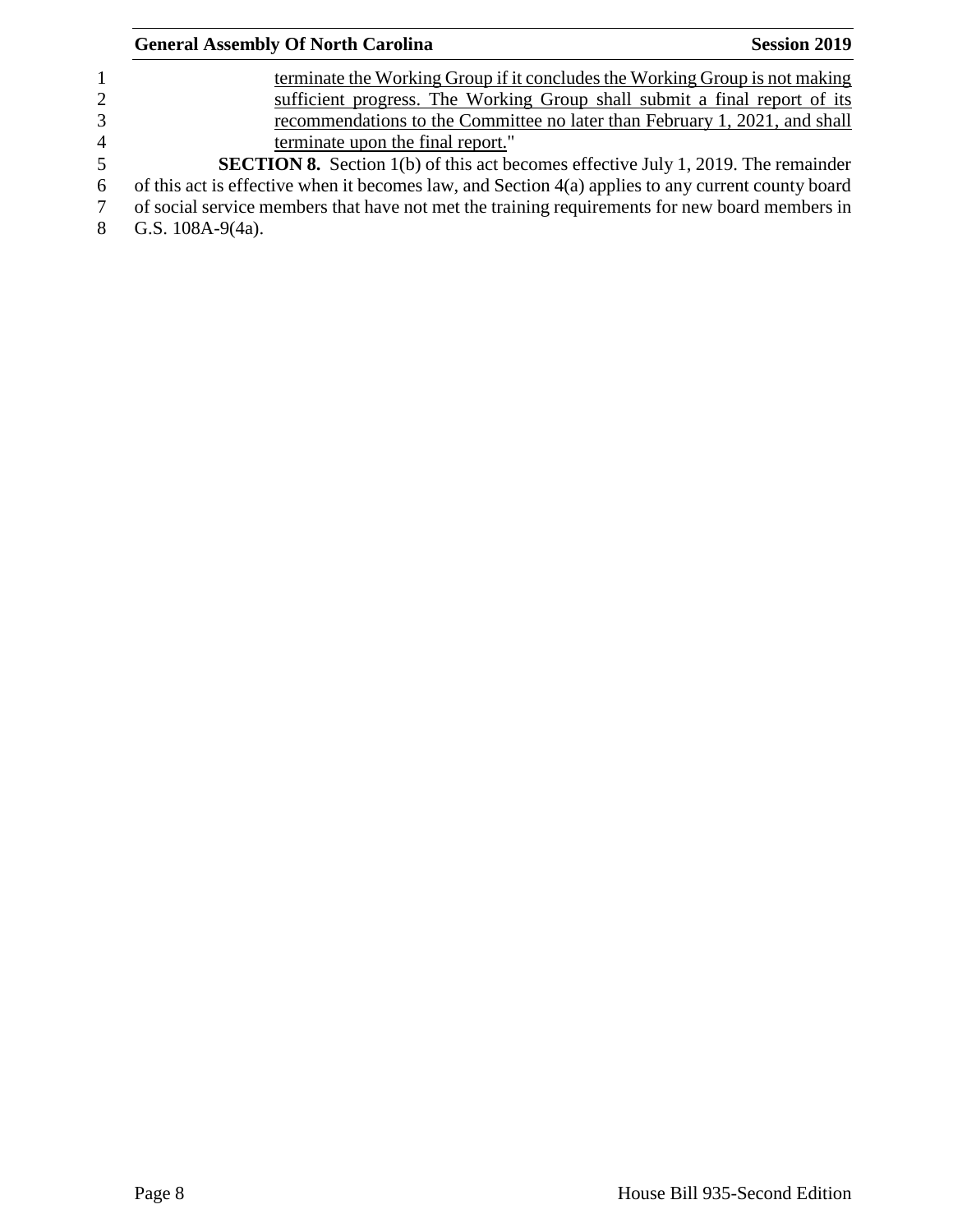terminate the Working Group if it concludes the Working Group is not making sufficient progress. The Working Group shall submit a final report of its recommendations to the Committee no later than February 1, 2021, and shall terminate upon the final report."

**SECTION 8.** Section 1(b) of this act becomes effective July 1, 2019. The remainder of this act is effective when it becomes law, and Section 4(a) applies to any current county board of social service members that have not met the training requirements for new board members in G.S. 108A-9(4a).